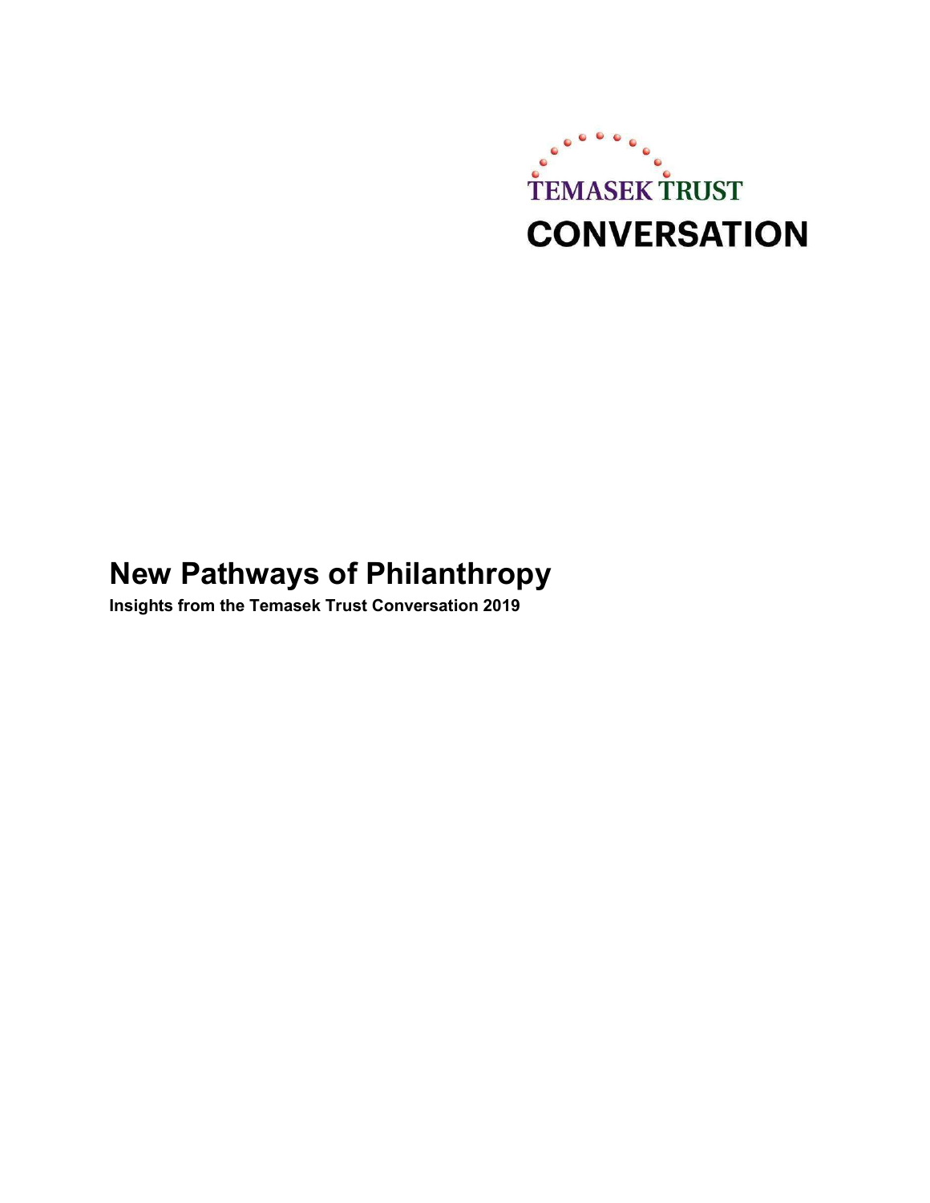TEMASEK TRUST

CONVERSATION

# New Pathways of Philanthropy

**Insights from the Temasek Trust Conversation 2019**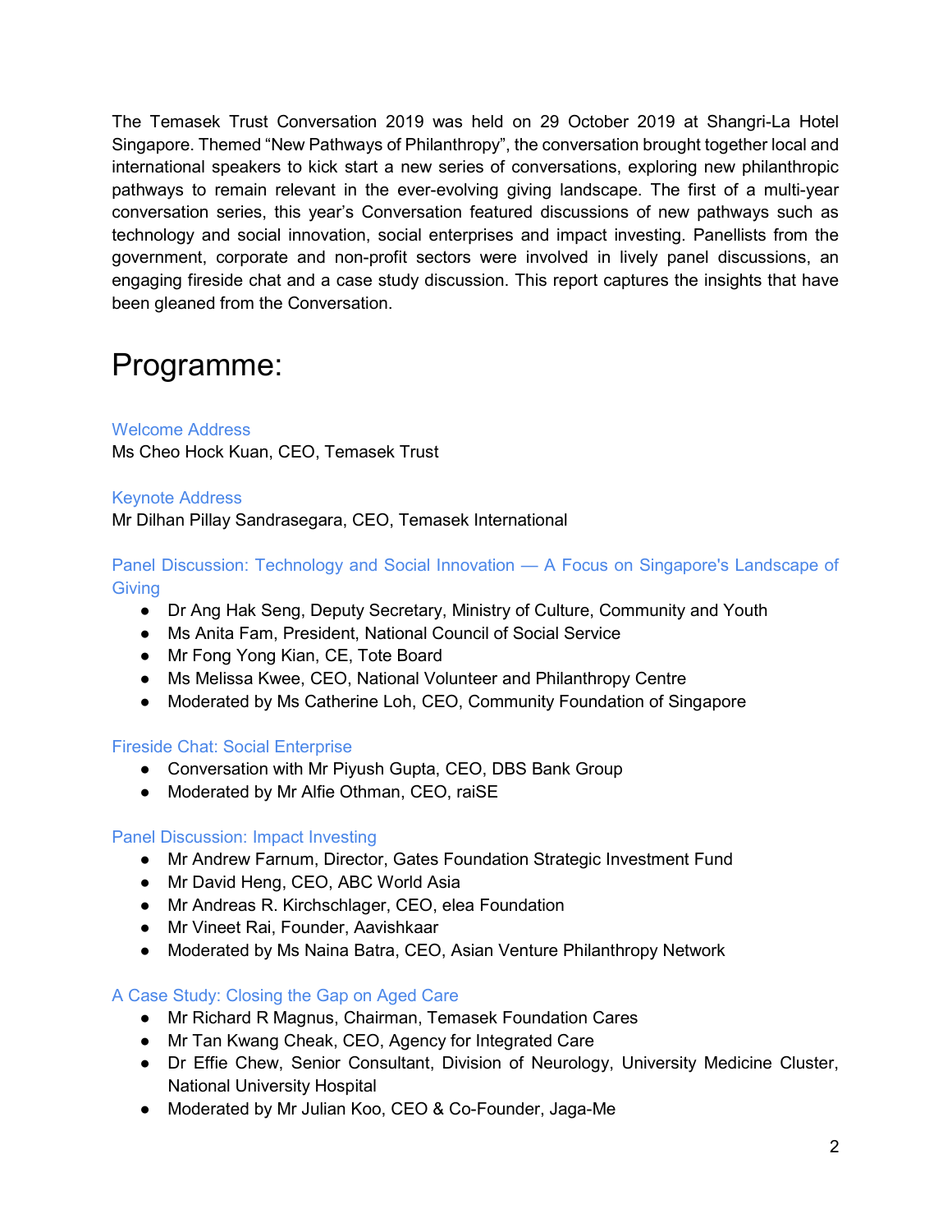The Temasek Trust Conversation 2019 was held on 29 October 2019 at Shangri-La Hotel Singapore. Themed "New Pathways of Philanthropy", the conversation brought together local and international speakers to kick start a new series of conversations, exploring new philanthropic pathways to remain relevant in the ever-evolving giving landscape. The first of a multi-year conversation series, this year's Conversation featured discussions of new pathways such as technology and social innovation, social enterprises and impact investing. Panellists from the government, corporate and non-profit sectors were involved in lively panel discussions, an engaging fireside chat and a case study discussion. This report captures the insights that have been gleaned from the Conversation.

# Programme:

### Welcome Address

Ms Cheo Hock Kuan, CEO, Temasek Trust

### Keynote Address

Mr Dilhan Pillay Sandrasegara, CEO, Temasek International

### Panel Discussion: Technology and Social Innovation — A Focus on Singapore's Landscape of Giving

- Dr Ang Hak Seng, Deputy Secretary, Ministry of Culture, Community and Youth
- Ms Anita Fam, President, National Council of Social Service
- Mr Fong Yong Kian, CE, Tote Board
- Ms Melissa Kwee, CEO, National Volunteer and Philanthropy Centre
- Moderated by Ms Catherine Loh, CEO, Community Foundation of Singapore

### Fireside Chat: Social Enterprise

- Conversation with Mr Piyush Gupta, CEO, DBS Bank Group
- Moderated by Mr Alfie Othman, CEO, raiSE

### Panel Discussion: Impact Investing

- Mr Andrew Farnum, Director, Gates Foundation Strategic Investment Fund
- Mr David Heng, CEO, ABC World Asia
- Mr Andreas R. Kirchschlager, CEO, elea Foundation
- Mr Vineet Rai, Founder, Aavishkaar
- Moderated by Ms Naina Batra, CEO, Asian Venture Philanthropy Network

### A Case Study: Closing the Gap on Aged Care

- Mr Richard R Magnus, Chairman, Temasek Foundation Cares
- Mr Tan Kwang Cheak, CEO, Agency for Integrated Care
- Dr Effie Chew, Senior Consultant, Division of Neurology, University Medicine Cluster, National University Hospital
- Moderated by Mr Julian Koo, CEO & Co-Founder, Jaga-Me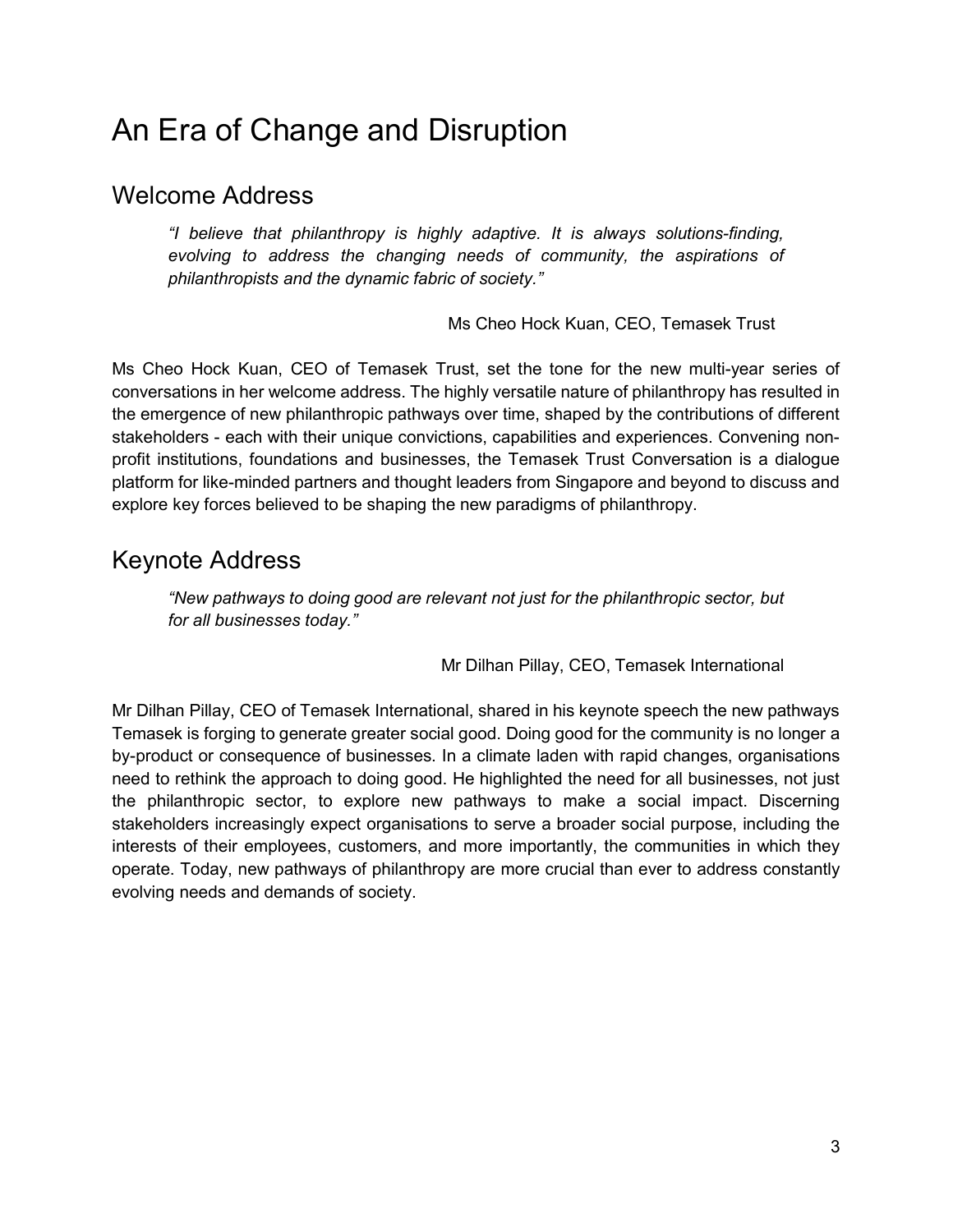# An Era of Change and Disruption

## Welcome Address

> *"I believe that philanthropy is highly adaptive. It is always solutions-finding, evolving to address the changing needs of community, the aspirations of philanthropists and the dynamic fabric of society."*
>
> Ms Cheo Hock Kuan, CEO, Temasek Trust

Ms Cheo Hock Kuan, CEO of Temasek Trust, set the tone for the new multi-year series of conversations in her welcome address. The highly versatile nature of philanthropy has resulted in the emergence of new philanthropic pathways over time, shaped by the contributions of different stakeholders - each with their unique convictions, capabilities and experiences. Convening non-profit institutions, foundations and businesses, the Temasek Trust Conversation is a dialogue platform for like-minded partners and thought leaders from Singapore and beyond to discuss and explore key forces believed to be shaping the new paradigms of philanthropy.

## Keynote Address

> *"New pathways to doing good are relevant not just for the philanthropic sector, but for all businesses today."*
>
> Mr Dilhan Pillay, CEO, Temasek International

Mr Dilhan Pillay, CEO of Temasek International, shared in his keynote speech the new pathways Temasek is forging to generate greater social good. Doing good for the community is no longer a by-product or consequence of businesses. In a climate laden with rapid changes, organisations need to rethink the approach to doing good. He highlighted the need for all businesses, not just the philanthropic sector, to explore new pathways to make a social impact. Discerning stakeholders increasingly expect organisations to serve a broader social purpose, including the interests of their employees, customers, and more importantly, the communities in which they operate. Today, new pathways of philanthropy are more crucial than ever to address constantly evolving needs and demands of society.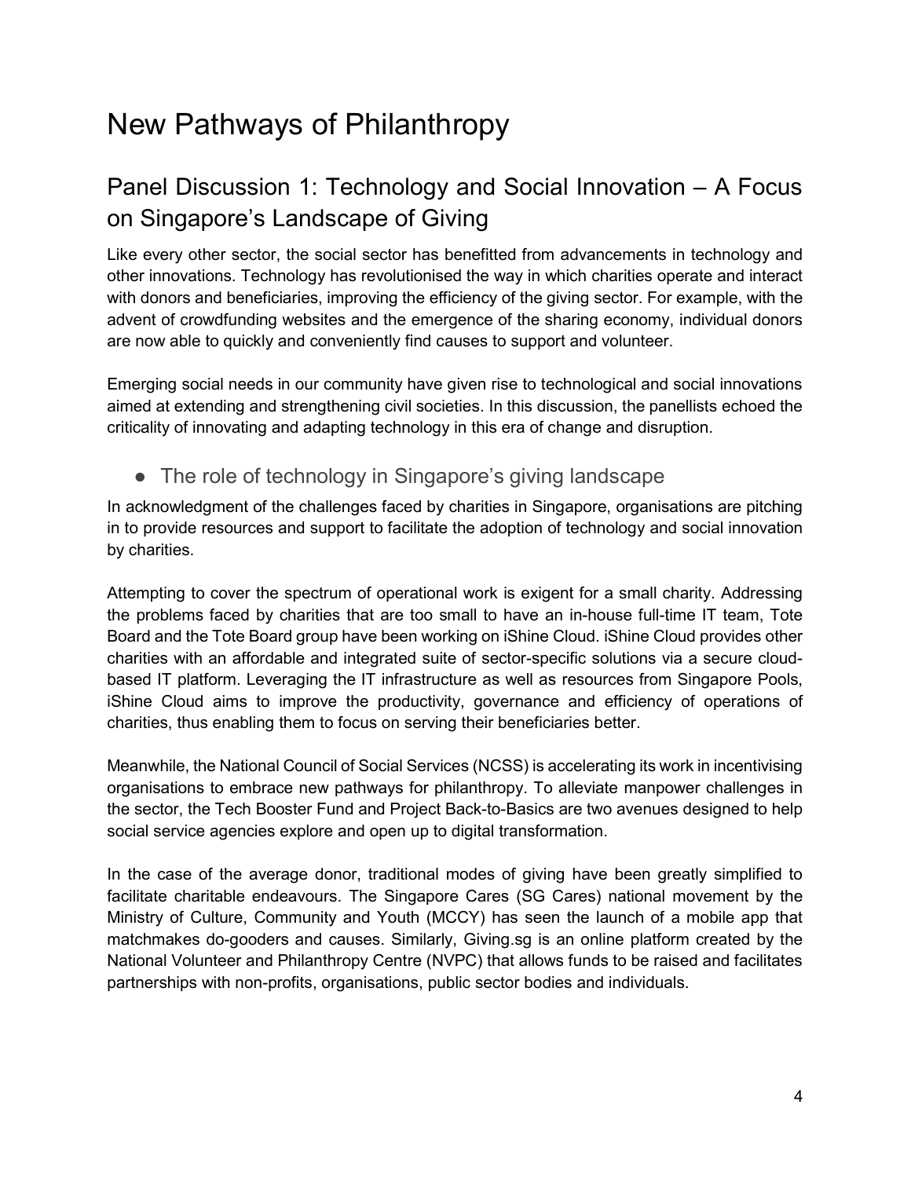# New Pathways of Philanthropy

## Panel Discussion 1: Technology and Social Innovation – A Focus on Singapore's Landscape of Giving

Like every other sector, the social sector has benefitted from advancements in technology and other innovations. Technology has revolutionised the way in which charities operate and interact with donors and beneficiaries, improving the efficiency of the giving sector. For example, with the advent of crowdfunding websites and the emergence of the sharing economy, individual donors are now able to quickly and conveniently find causes to support and volunteer.

Emerging social needs in our community have given rise to technological and social innovations aimed at extending and strengthening civil societies. In this discussion, the panellists echoed the criticality of innovating and adapting technology in this era of change and disruption.

- ### The role of technology in Singapore's giving landscape

In acknowledgment of the challenges faced by charities in Singapore, organisations are pitching in to provide resources and support to facilitate the adoption of technology and social innovation by charities.

Attempting to cover the spectrum of operational work is exigent for a small charity. Addressing the problems faced by charities that are too small to have an in-house full-time IT team, Tote Board and the Tote Board group have been working on iShine Cloud. iShine Cloud provides other charities with an affordable and integrated suite of sector-specific solutions via a secure cloud-based IT platform. Leveraging the IT infrastructure as well as resources from Singapore Pools, iShine Cloud aims to improve the productivity, governance and efficiency of operations of charities, thus enabling them to focus on serving their beneficiaries better.

Meanwhile, the National Council of Social Services (NCSS) is accelerating its work in incentivising organisations to embrace new pathways for philanthropy. To alleviate manpower challenges in the sector, the Tech Booster Fund and Project Back-to-Basics are two avenues designed to help social service agencies explore and open up to digital transformation.

In the case of the average donor, traditional modes of giving have been greatly simplified to facilitate charitable endeavours. The Singapore Cares (SG Cares) national movement by the Ministry of Culture, Community and Youth (MCCY) has seen the launch of a mobile app that matchmakes do-gooders and causes. Similarly, Giving.sg is an online platform created by the National Volunteer and Philanthropy Centre (NVPC) that allows funds to be raised and facilitates partnerships with non-profits, organisations, public sector bodies and individuals.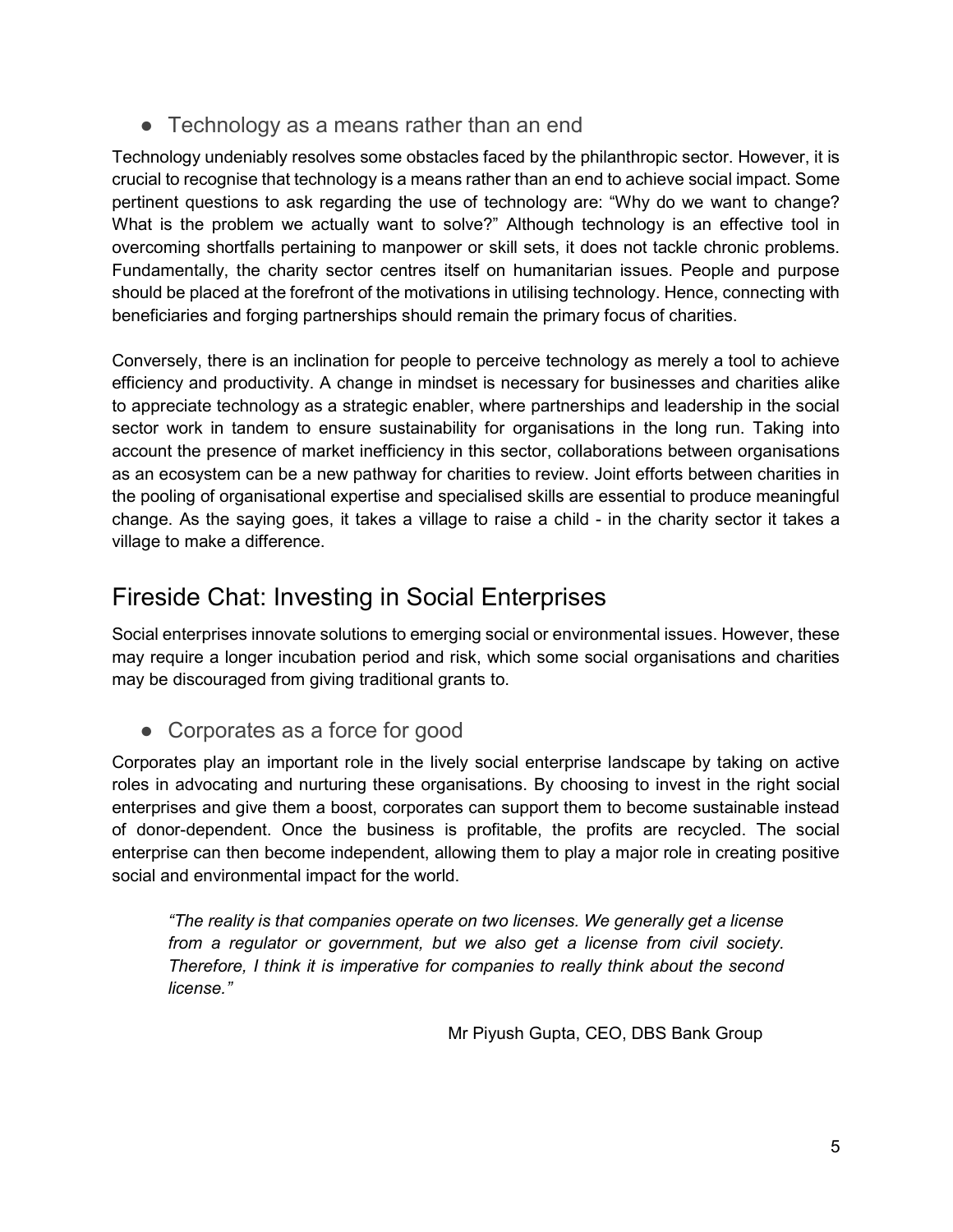- Technology as a means rather than an end

Technology undeniably resolves some obstacles faced by the philanthropic sector. However, it is crucial to recognise that technology is a means rather than an end to achieve social impact. Some pertinent questions to ask regarding the use of technology are: "Why do we want to change? What is the problem we actually want to solve?" Although technology is an effective tool in overcoming shortfalls pertaining to manpower or skill sets, it does not tackle chronic problems. Fundamentally, the charity sector centres itself on humanitarian issues. People and purpose should be placed at the forefront of the motivations in utilising technology. Hence, connecting with beneficiaries and forging partnerships should remain the primary focus of charities.

Conversely, there is an inclination for people to perceive technology as merely a tool to achieve efficiency and productivity. A change in mindset is necessary for businesses and charities alike to appreciate technology as a strategic enabler, where partnerships and leadership in the social sector work in tandem to ensure sustainability for organisations in the long run. Taking into account the presence of market inefficiency in this sector, collaborations between organisations as an ecosystem can be a new pathway for charities to review. Joint efforts between charities in the pooling of organisational expertise and specialised skills are essential to produce meaningful change. As the saying goes, it takes a village to raise a child - in the charity sector it takes a village to make a difference.

## Fireside Chat: Investing in Social Enterprises

Social enterprises innovate solutions to emerging social or environmental issues. However, these may require a longer incubation period and risk, which some social organisations and charities may be discouraged from giving traditional grants to.

- Corporates as a force for good

Corporates play an important role in the lively social enterprise landscape by taking on active roles in advocating and nurturing these organisations. By choosing to invest in the right social enterprises and give them a boost, corporates can support them to become sustainable instead of donor-dependent. Once the business is profitable, the profits are recycled. The social enterprise can then become independent, allowing them to play a major role in creating positive social and environmental impact for the world.

> *"The reality is that companies operate on two licenses. We generally get a license from a regulator or government, but we also get a license from civil society. Therefore, I think it is imperative for companies to really think about the second license."*
>
> Mr Piyush Gupta, CEO, DBS Bank Group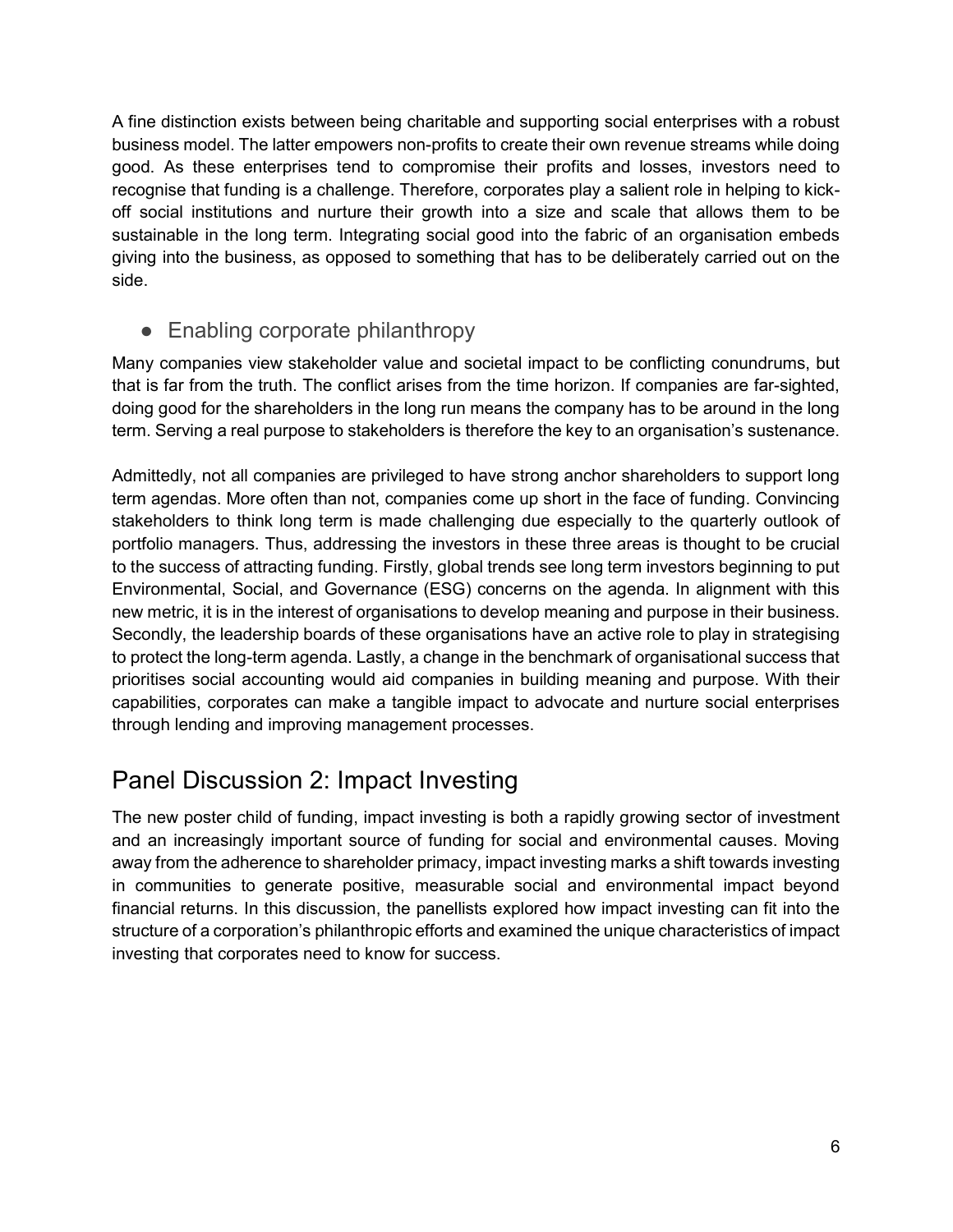A fine distinction exists between being charitable and supporting social enterprises with a robust business model. The latter empowers non-profits to create their own revenue streams while doing good. As these enterprises tend to compromise their profits and losses, investors need to recognise that funding is a challenge. Therefore, corporates play a salient role in helping to kick-off social institutions and nurture their growth into a size and scale that allows them to be sustainable in the long term. Integrating social good into the fabric of an organisation embeds giving into the business, as opposed to something that has to be deliberately carried out on the side.

- Enabling corporate philanthropy

Many companies view stakeholder value and societal impact to be conflicting conundrums, but that is far from the truth. The conflict arises from the time horizon. If companies are far-sighted, doing good for the shareholders in the long run means the company has to be around in the long term. Serving a real purpose to stakeholders is therefore the key to an organisation's sustenance.

Admittedly, not all companies are privileged to have strong anchor shareholders to support long term agendas. More often than not, companies come up short in the face of funding. Convincing stakeholders to think long term is made challenging due especially to the quarterly outlook of portfolio managers. Thus, addressing the investors in these three areas is thought to be crucial to the success of attracting funding. Firstly, global trends see long term investors beginning to put Environmental, Social, and Governance (ESG) concerns on the agenda. In alignment with this new metric, it is in the interest of organisations to develop meaning and purpose in their business. Secondly, the leadership boards of these organisations have an active role to play in strategising to protect the long-term agenda. Lastly, a change in the benchmark of organisational success that prioritises social accounting would aid companies in building meaning and purpose. With their capabilities, corporates can make a tangible impact to advocate and nurture social enterprises through lending and improving management processes.

## Panel Discussion 2: Impact Investing

The new poster child of funding, impact investing is both a rapidly growing sector of investment and an increasingly important source of funding for social and environmental causes. Moving away from the adherence to shareholder primacy, impact investing marks a shift towards investing in communities to generate positive, measurable social and environmental impact beyond financial returns. In this discussion, the panellists explored how impact investing can fit into the structure of a corporation's philanthropic efforts and examined the unique characteristics of impact investing that corporates need to know for success.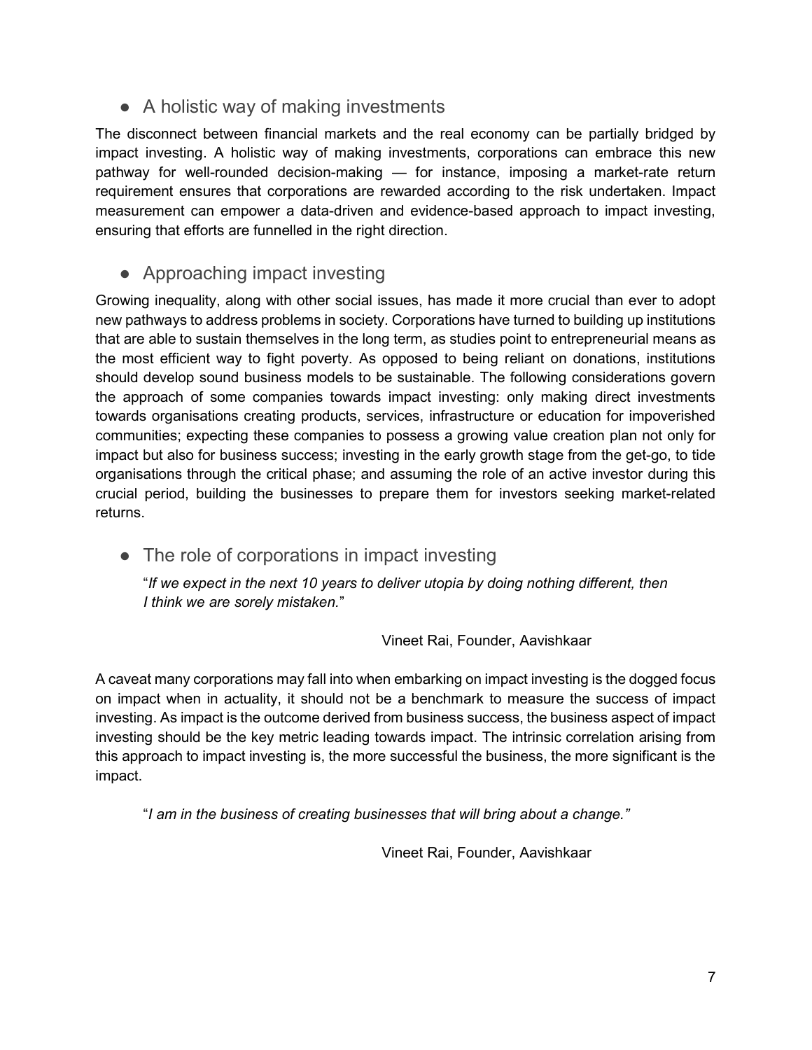- A holistic way of making investments

The disconnect between financial markets and the real economy can be partially bridged by impact investing. A holistic way of making investments, corporations can embrace this new pathway for well-rounded decision-making — for instance, imposing a market-rate return requirement ensures that corporations are rewarded according to the risk undertaken. Impact measurement can empower a data-driven and evidence-based approach to impact investing, ensuring that efforts are funnelled in the right direction.

- Approaching impact investing

Growing inequality, along with other social issues, has made it more crucial than ever to adopt new pathways to address problems in society. Corporations have turned to building up institutions that are able to sustain themselves in the long term, as studies point to entrepreneurial means as the most efficient way to fight poverty. As opposed to being reliant on donations, institutions should develop sound business models to be sustainable. The following considerations govern the approach of some companies towards impact investing: only making direct investments towards organisations creating products, services, infrastructure or education for impoverished communities; expecting these companies to possess a growing value creation plan not only for impact but also for business success; investing in the early growth stage from the get-go, to tide organisations through the critical phase; and assuming the role of an active investor during this crucial period, building the businesses to prepare them for investors seeking market-related returns.

- The role of corporations in impact investing

> "*If we expect in the next 10 years to deliver utopia by doing nothing different, then I think we are sorely mistaken.*"
>
> Vineet Rai, Founder, Aavishkaar

A caveat many corporations may fall into when embarking on impact investing is the dogged focus on impact when in actuality, it should not be a benchmark to measure the success of impact investing. As impact is the outcome derived from business success, the business aspect of impact investing should be the key metric leading towards impact. The intrinsic correlation arising from this approach to impact investing is, the more successful the business, the more significant is the impact.

> "*I am in the business of creating businesses that will bring about a change.*"
>
> Vineet Rai, Founder, Aavishkaar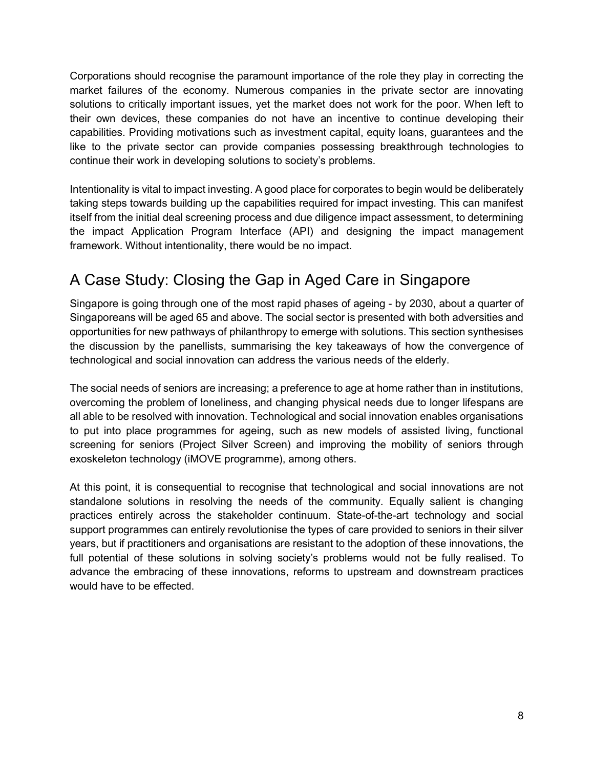Corporations should recognise the paramount importance of the role they play in correcting the market failures of the economy. Numerous companies in the private sector are innovating solutions to critically important issues, yet the market does not work for the poor. When left to their own devices, these companies do not have an incentive to continue developing their capabilities. Providing motivations such as investment capital, equity loans, guarantees and the like to the private sector can provide companies possessing breakthrough technologies to continue their work in developing solutions to society's problems.

Intentionality is vital to impact investing. A good place for corporates to begin would be deliberately taking steps towards building up the capabilities required for impact investing. This can manifest itself from the initial deal screening process and due diligence impact assessment, to determining the impact Application Program Interface (API) and designing the impact management framework. Without intentionality, there would be no impact.

## A Case Study: Closing the Gap in Aged Care in Singapore

Singapore is going through one of the most rapid phases of ageing - by 2030, about a quarter of Singaporeans will be aged 65 and above. The social sector is presented with both adversities and opportunities for new pathways of philanthropy to emerge with solutions. This section synthesises the discussion by the panellists, summarising the key takeaways of how the convergence of technological and social innovation can address the various needs of the elderly.

The social needs of seniors are increasing; a preference to age at home rather than in institutions, overcoming the problem of loneliness, and changing physical needs due to longer lifespans are all able to be resolved with innovation. Technological and social innovation enables organisations to put into place programmes for ageing, such as new models of assisted living, functional screening for seniors (Project Silver Screen) and improving the mobility of seniors through exoskeleton technology (iMOVE programme), among others.

At this point, it is consequential to recognise that technological and social innovations are not standalone solutions in resolving the needs of the community. Equally salient is changing practices entirely across the stakeholder continuum. State-of-the-art technology and social support programmes can entirely revolutionise the types of care provided to seniors in their silver years, but if practitioners and organisations are resistant to the adoption of these innovations, the full potential of these solutions in solving society's problems would not be fully realised. To advance the embracing of these innovations, reforms to upstream and downstream practices would have to be effected.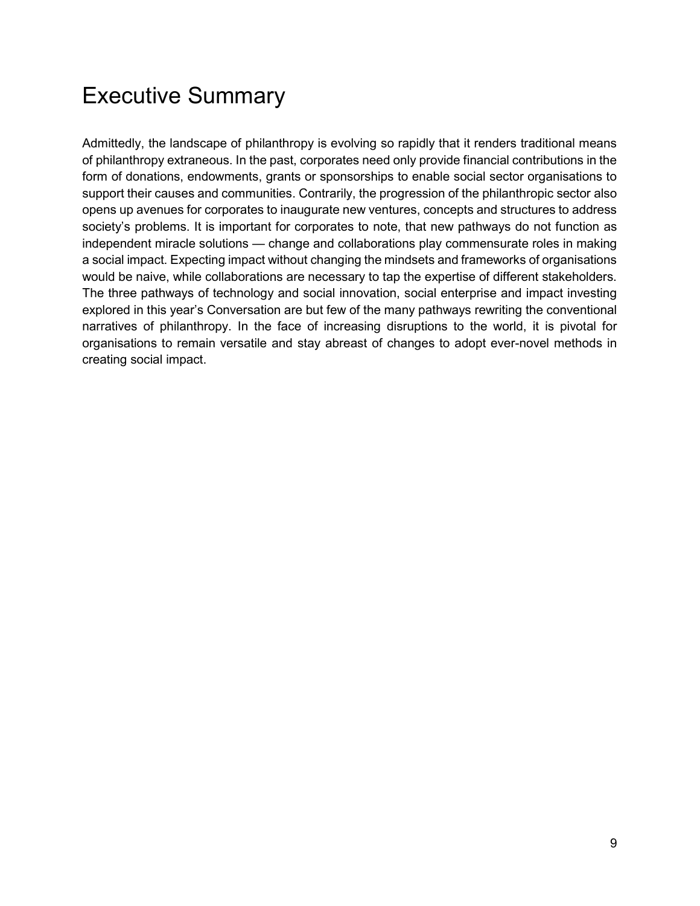# Executive Summary

Admittedly, the landscape of philanthropy is evolving so rapidly that it renders traditional means of philanthropy extraneous. In the past, corporates need only provide financial contributions in the form of donations, endowments, grants or sponsorships to enable social sector organisations to support their causes and communities. Contrarily, the progression of the philanthropic sector also opens up avenues for corporates to inaugurate new ventures, concepts and structures to address society's problems. It is important for corporates to note, that new pathways do not function as independent miracle solutions — change and collaborations play commensurate roles in making a social impact. Expecting impact without changing the mindsets and frameworks of organisations would be naive, while collaborations are necessary to tap the expertise of different stakeholders. The three pathways of technology and social innovation, social enterprise and impact investing explored in this year's Conversation are but few of the many pathways rewriting the conventional narratives of philanthropy. In the face of increasing disruptions to the world, it is pivotal for organisations to remain versatile and stay abreast of changes to adopt ever-novel methods in creating social impact.